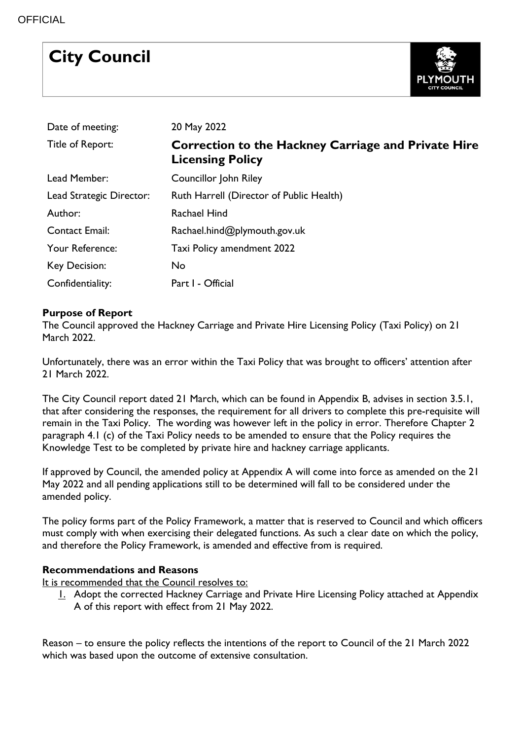OFFICIAL

# City Council

| | |
|---|---|
| Date of meeting: | 20 May 2022 |
| Title of Report: | **Correction to the Hackney Carriage and Private Hire Licensing Policy** |
| Lead Member: | Councillor John Riley |
| Lead Strategic Director: | Ruth Harrell (Director of Public Health) |
| Author: | Rachael Hind |
| Contact Email: | Rachael.hind@plymouth.gov.uk |
| Your Reference: | Taxi Policy amendment 2022 |
| Key Decision: | No |
| Confidentiality: | Part I - Official |

**Purpose of Report**

The Council approved the Hackney Carriage and Private Hire Licensing Policy (Taxi Policy) on 21 March 2022.

Unfortunately, there was an error within the Taxi Policy that was brought to officers' attention after 21 March 2022.

The City Council report dated 21 March, which can be found in Appendix B, advises in section 3.5.1, that after considering the responses, the requirement for all drivers to complete this pre-requisite will remain in the Taxi Policy. The wording was however left in the policy in error. Therefore Chapter 2 paragraph 4.1 (c) of the Taxi Policy needs to be amended to ensure that the Policy requires the Knowledge Test to be completed by private hire and hackney carriage applicants.

If approved by Council, the amended policy at Appendix A will come into force as amended on the 21 May 2022 and all pending applications still to be determined will fall to be considered under the amended policy.

The policy forms part of the Policy Framework, a matter that is reserved to Council and which officers must comply with when exercising their delegated functions. As such a clear date on which the policy, and therefore the Policy Framework, is amended and effective from is required.

**Recommendations and Reasons**

It is recommended that the Council resolves to:

1. Adopt the corrected Hackney Carriage and Private Hire Licensing Policy attached at Appendix A of this report with effect from 21 May 2022.

Reason – to ensure the policy reflects the intentions of the report to Council of the 21 March 2022 which was based upon the outcome of extensive consultation.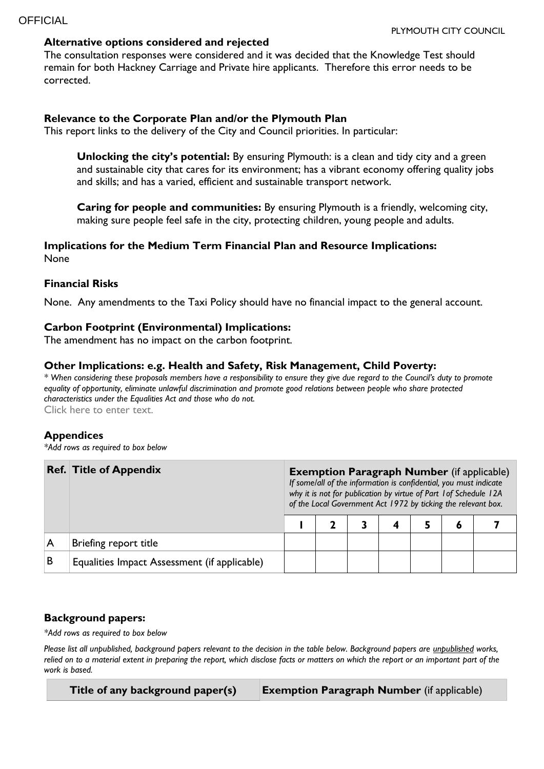**Alternative options considered and rejected**

The consultation responses were considered and it was decided that the Knowledge Test should remain for both Hackney Carriage and Private hire applicants. Therefore this error needs to be corrected.

**Relevance to the Corporate Plan and/or the Plymouth Plan**

This report links to the delivery of the City and Council priorities. In particular:

**Unlocking the city's potential:** By ensuring Plymouth: is a clean and tidy city and a green and sustainable city that cares for its environment; has a vibrant economy offering quality jobs and skills; and has a varied, efficient and sustainable transport network.

**Caring for people and communities:** By ensuring Plymouth is a friendly, welcoming city, making sure people feel safe in the city, protecting children, young people and adults.

**Implications for the Medium Term Financial Plan and Resource Implications:**

None

**Financial Risks**

None. Any amendments to the Taxi Policy should have no financial impact to the general account.

**Carbon Footprint (Environmental) Implications:**

The amendment has no impact on the carbon footprint.

**Other Implications: e.g. Health and Safety, Risk Management, Child Poverty:**

*\* When considering these proposals members have a responsibility to ensure they give due regard to the Council's duty to promote equality of opportunity, eliminate unlawful discrimination and promote good relations between people who share protected characteristics under the Equalities Act and those who do not.*

Click here to enter text.

**Appendices**

*\*Add rows as required to box below*

| Ref. | Title of Appendix | **Exemption Paragraph Number** (if applicable) *If some/all of the information is confidential, you must indicate why it is not for publication by virtue of Part 1of Schedule 12A of the Local Government Act 1972 by ticking the relevant box.* | | | | | | |
|---|---|---|---|---|---|---|---|---|
| | | 1 | 2 | 3 | 4 | 5 | 6 | 7 |
| A | Briefing report title | | | | | | | |
| B | Equalities Impact Assessment (if applicable) | | | | | | | |

**Background papers:**

*\*Add rows as required to box below*

*Please list all unpublished, background papers relevant to the decision in the table below. Background papers are unpublished works, relied on to a material extent in preparing the report, which disclose facts or matters on which the report or an important part of the work is based.*

| Title of any background paper(s) | **Exemption Paragraph Number** (if applicable) |
|---|---|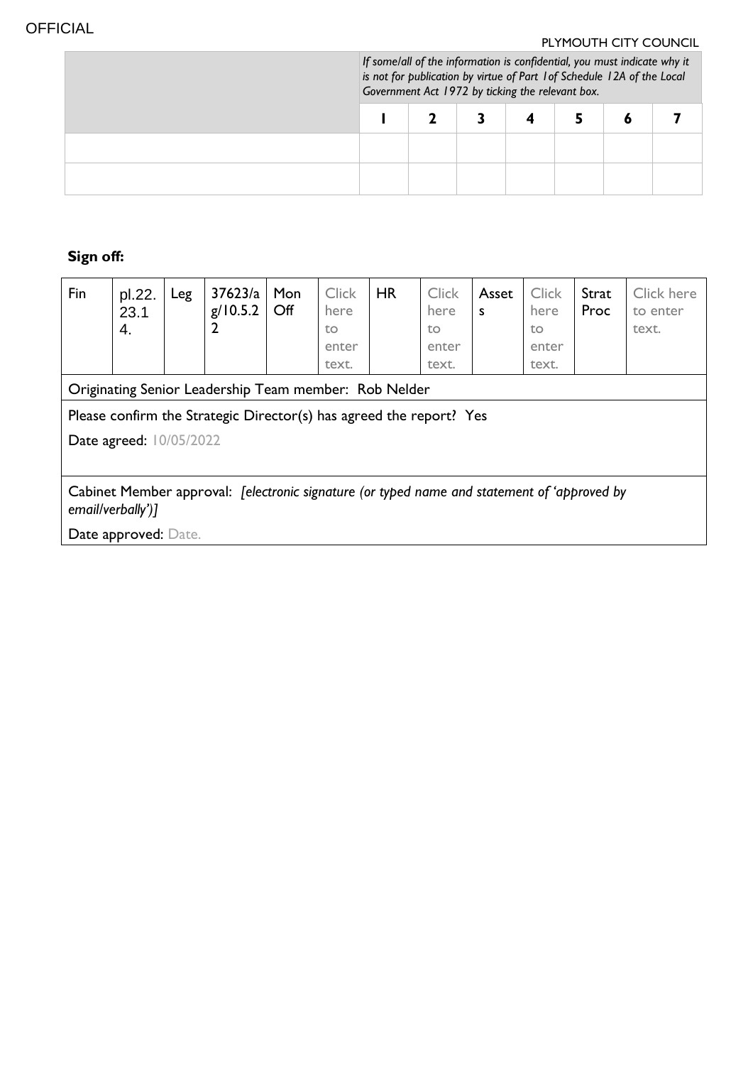| | *If some/all of the information is confidential, you must indicate why it is not for publication by virtue of Part 1of Schedule 12A of the Local Government Act 1972 by ticking the relevant box.* | | | | | | |
|---|---|---|---|---|---|---|---|
| | **1** | **2** | **3** | **4** | **5** | **6** | **7** |
| | | | | | | | |
| | | | | | | | |

**Sign off:**

| Fin | pl.22.23.14. | Leg | 37623/ag/10.5.22 | Mon Off | Click here to enter text. | HR | Click here to enter text. | Assets | Click here to enter text. | Strat Proc | Click here to enter text. |
|---|---|---|---|---|---|---|---|---|---|---|---|
| Originating Senior Leadership Team member: Rob Nelder | | | | | | | | | | | |
| Please confirm the Strategic Director(s) has agreed the report? Yes<br>Date agreed: 10/05/2022 | | | | | | | | | | | |
| Cabinet Member approval: *[electronic signature (or typed name and statement of 'approved by email/verbally')]*<br>Date approved: Date. | | | | | | | | | | | |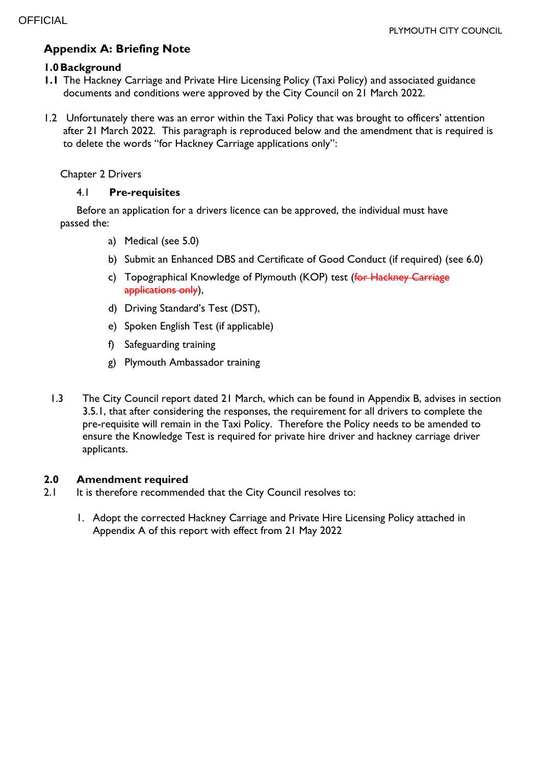## Appendix A: Briefing Note

### 1.0 Background

**1.1** The Hackney Carriage and Private Hire Licensing Policy (Taxi Policy) and associated guidance documents and conditions were approved by the City Council on 21 March 2022.

1.2 Unfortunately there was an error within the Taxi Policy that was brought to officers' attention after 21 March 2022. This paragraph is reproduced below and the amendment that is required is to delete the words "for Hackney Carriage applications only":

Chapter 2 Drivers

4.1 **Pre-requisites**

Before an application for a drivers licence can be approved, the individual must have passed the:

a) Medical (see 5.0)
b) Submit an Enhanced DBS and Certificate of Good Conduct (if required) (see 6.0)
c) Topographical Knowledge of Plymouth (KOP) test (~~for Hackney Carriage applications only~~),
d) Driving Standard's Test (DST),
e) Spoken English Test (if applicable)
f) Safeguarding training
g) Plymouth Ambassador training

1.3 The City Council report dated 21 March, which can be found in Appendix B, advises in section 3.5.1, that after considering the responses, the requirement for all drivers to complete the pre-requisite will remain in the Taxi Policy. Therefore the Policy needs to be amended to ensure the Knowledge Test is required for private hire driver and hackney carriage driver applicants.

### 2.0 Amendment required

2.1 It is therefore recommended that the City Council resolves to:

1. Adopt the corrected Hackney Carriage and Private Hire Licensing Policy attached in Appendix A of this report with effect from 21 May 2022